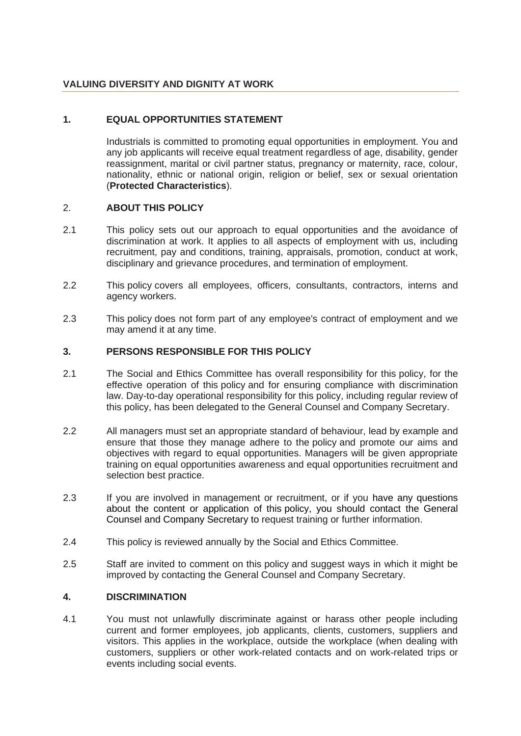## VALUING DIVERSITY AND DIGNITY AT WORK

### 1. EQUAL OPPORTUNITIES STATEMENT

Industrials is committed to promoting equal opportunities in employment. You and any job applicants will receive equal treatment regardless of age, disability, gender reassignment, marital or civil partner status, pregnancy or maternity, race, colour, nationality, ethnic or national origin, religion or belief, sex or sexual orientation (**Protected Characteristics**).

### 2. ABOUT THIS POLICY

2.1 This policy sets out our approach to equal opportunities and the avoidance of discrimination at work. It applies to all aspects of employment with us, including recruitment, pay and conditions, training, appraisals, promotion, conduct at work, disciplinary and grievance procedures, and termination of employment.

2.2 This policy covers all employees, officers, consultants, contractors, interns and agency workers.

2.3 This policy does not form part of any employee's contract of employment and we may amend it at any time.

### 3. PERSONS RESPONSIBLE FOR THIS POLICY

2.1 The Social and Ethics Committee has overall responsibility for this policy, for the effective operation of this policy and for ensuring compliance with discrimination law. Day-to-day operational responsibility for this policy, including regular review of this policy, has been delegated to the General Counsel and Company Secretary.

2.2 All managers must set an appropriate standard of behaviour, lead by example and ensure that those they manage adhere to the policy and promote our aims and objectives with regard to equal opportunities. Managers will be given appropriate training on equal opportunities awareness and equal opportunities recruitment and selection best practice.

2.3 If you are involved in management or recruitment, or if you have any questions about the content or application of this policy, you should contact the General Counsel and Company Secretary to request training or further information.

2.4 This policy is reviewed annually by the Social and Ethics Committee.

2.5 Staff are invited to comment on this policy and suggest ways in which it might be improved by contacting the General Counsel and Company Secretary.

### 4. DISCRIMINATION

4.1 You must not unlawfully discriminate against or harass other people including current and former employees, job applicants, clients, customers, suppliers and visitors. This applies in the workplace, outside the workplace (when dealing with customers, suppliers or other work-related contacts and on work-related trips or events including social events.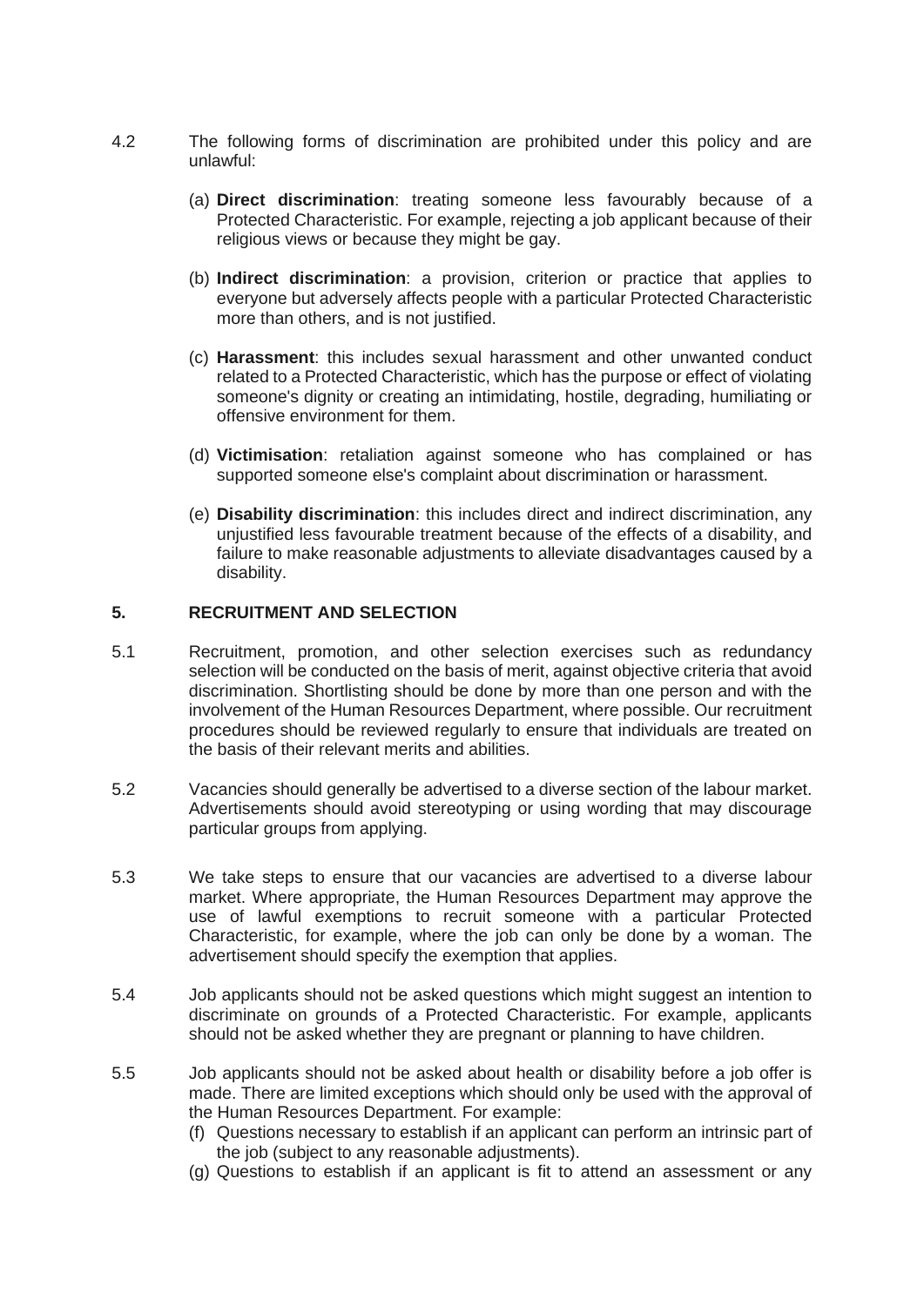4.2 The following forms of discrimination are prohibited under this policy and are unlawful:

(a) **Direct discrimination**: treating someone less favourably because of a Protected Characteristic. For example, rejecting a job applicant because of their religious views or because they might be gay.

(b) **Indirect discrimination**: a provision, criterion or practice that applies to everyone but adversely affects people with a particular Protected Characteristic more than others, and is not justified.

(c) **Harassment**: this includes sexual harassment and other unwanted conduct related to a Protected Characteristic, which has the purpose or effect of violating someone's dignity or creating an intimidating, hostile, degrading, humiliating or offensive environment for them.

(d) **Victimisation**: retaliation against someone who has complained or has supported someone else's complaint about discrimination or harassment.

(e) **Disability discrimination**: this includes direct and indirect discrimination, any unjustified less favourable treatment because of the effects of a disability, and failure to make reasonable adjustments to alleviate disadvantages caused by a disability.

## 5. RECRUITMENT AND SELECTION

5.1 Recruitment, promotion, and other selection exercises such as redundancy selection will be conducted on the basis of merit, against objective criteria that avoid discrimination. Shortlisting should be done by more than one person and with the involvement of the Human Resources Department, where possible. Our recruitment procedures should be reviewed regularly to ensure that individuals are treated on the basis of their relevant merits and abilities.

5.2 Vacancies should generally be advertised to a diverse section of the labour market. Advertisements should avoid stereotyping or using wording that may discourage particular groups from applying.

5.3 We take steps to ensure that our vacancies are advertised to a diverse labour market. Where appropriate, the Human Resources Department may approve the use of lawful exemptions to recruit someone with a particular Protected Characteristic, for example, where the job can only be done by a woman. The advertisement should specify the exemption that applies.

5.4 Job applicants should not be asked questions which might suggest an intention to discriminate on grounds of a Protected Characteristic. For example, applicants should not be asked whether they are pregnant or planning to have children.

5.5 Job applicants should not be asked about health or disability before a job offer is made. There are limited exceptions which should only be used with the approval of the Human Resources Department. For example:

(f) Questions necessary to establish if an applicant can perform an intrinsic part of the job (subject to any reasonable adjustments).

(g) Questions to establish if an applicant is fit to attend an assessment or any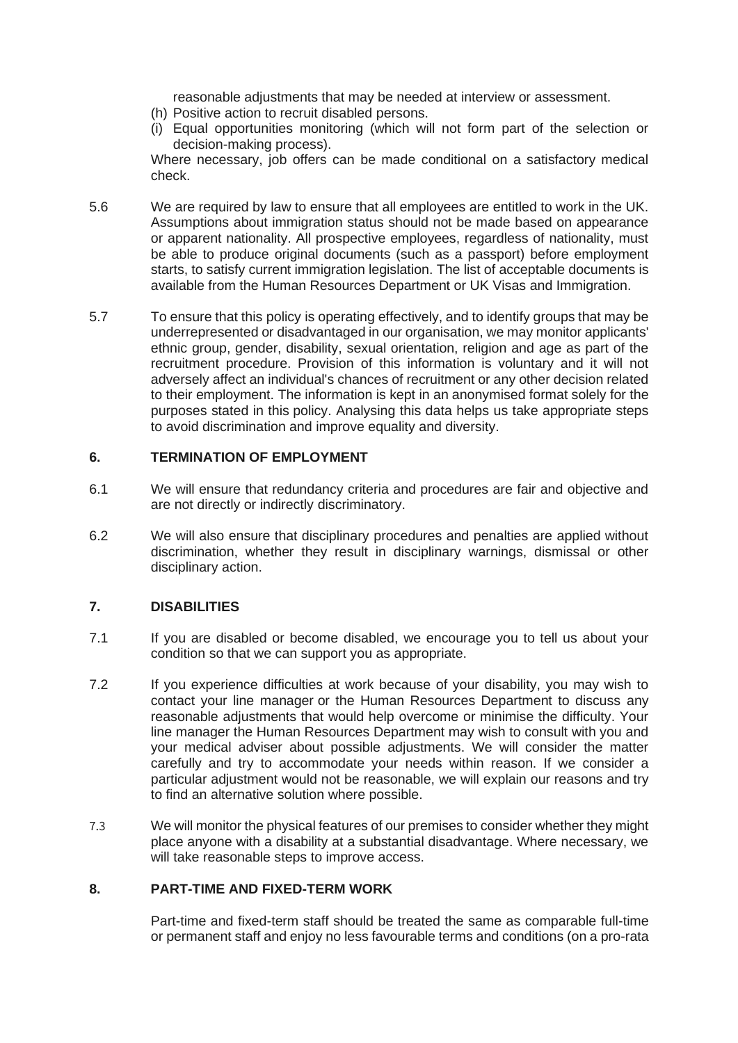reasonable adjustments that may be needed at interview or assessment.

(h) Positive action to recruit disabled persons.

(i) Equal opportunities monitoring (which will not form part of the selection or decision-making process).

Where necessary, job offers can be made conditional on a satisfactory medical check.

5.6 We are required by law to ensure that all employees are entitled to work in the UK. Assumptions about immigration status should not be made based on appearance or apparent nationality. All prospective employees, regardless of nationality, must be able to produce original documents (such as a passport) before employment starts, to satisfy current immigration legislation. The list of acceptable documents is available from the Human Resources Department or UK Visas and Immigration.

5.7 To ensure that this policy is operating effectively, and to identify groups that may be underrepresented or disadvantaged in our organisation, we may monitor applicants' ethnic group, gender, disability, sexual orientation, religion and age as part of the recruitment procedure. Provision of this information is voluntary and it will not adversely affect an individual's chances of recruitment or any other decision related to their employment. The information is kept in an anonymised format solely for the purposes stated in this policy. Analysing this data helps us take appropriate steps to avoid discrimination and improve equality and diversity.

## 6. TERMINATION OF EMPLOYMENT

6.1 We will ensure that redundancy criteria and procedures are fair and objective and are not directly or indirectly discriminatory.

6.2 We will also ensure that disciplinary procedures and penalties are applied without discrimination, whether they result in disciplinary warnings, dismissal or other disciplinary action.

## 7. DISABILITIES

7.1 If you are disabled or become disabled, we encourage you to tell us about your condition so that we can support you as appropriate.

7.2 If you experience difficulties at work because of your disability, you may wish to contact your line manager or the Human Resources Department to discuss any reasonable adjustments that would help overcome or minimise the difficulty. Your line manager the Human Resources Department may wish to consult with you and your medical adviser about possible adjustments. We will consider the matter carefully and try to accommodate your needs within reason. If we consider a particular adjustment would not be reasonable, we will explain our reasons and try to find an alternative solution where possible.

7.3 We will monitor the physical features of our premises to consider whether they might place anyone with a disability at a substantial disadvantage. Where necessary, we will take reasonable steps to improve access.

## 8. PART-TIME AND FIXED-TERM WORK

Part-time and fixed-term staff should be treated the same as comparable full-time or permanent staff and enjoy no less favourable terms and conditions (on a pro-rata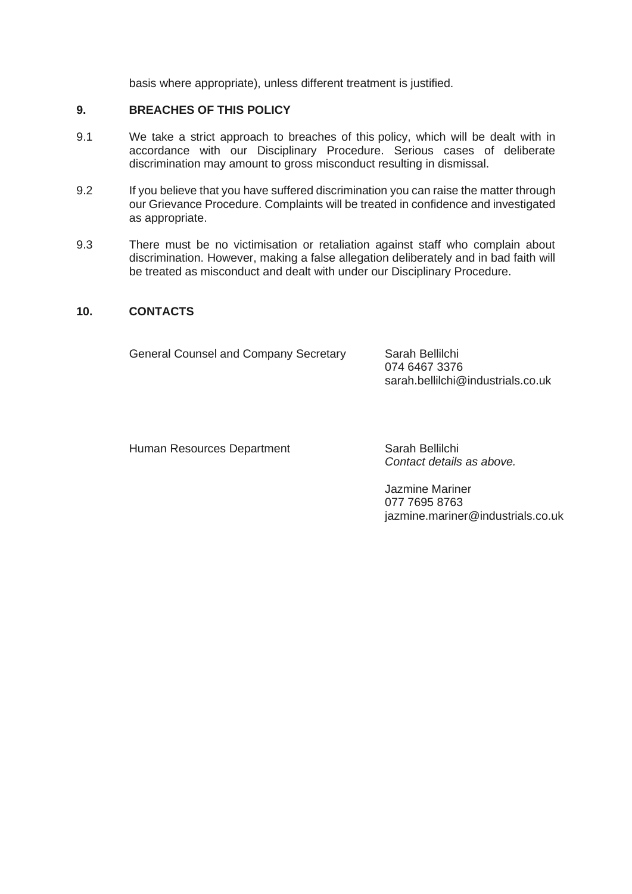basis where appropriate), unless different treatment is justified.

## 9. BREACHES OF THIS POLICY

9.1 We take a strict approach to breaches of this policy, which will be dealt with in accordance with our Disciplinary Procedure. Serious cases of deliberate discrimination may amount to gross misconduct resulting in dismissal.

9.2 If you believe that you have suffered discrimination you can raise the matter through our Grievance Procedure. Complaints will be treated in confidence and investigated as appropriate.

9.3 There must be no victimisation or retaliation against staff who complain about discrimination. However, making a false allegation deliberately and in bad faith will be treated as misconduct and dealt with under our Disciplinary Procedure.

## 10. CONTACTS

| | |
|---|---|
| General Counsel and Company Secretary | Sarah Bellilchi<br>074 6467 3376<br>sarah.bellilchi@industrials.co.uk |
| Human Resources Department | Sarah Bellilchi<br>*Contact details as above.*<br><br>Jazmine Mariner<br>077 7695 8763<br>jazmine.mariner@industrials.co.uk |